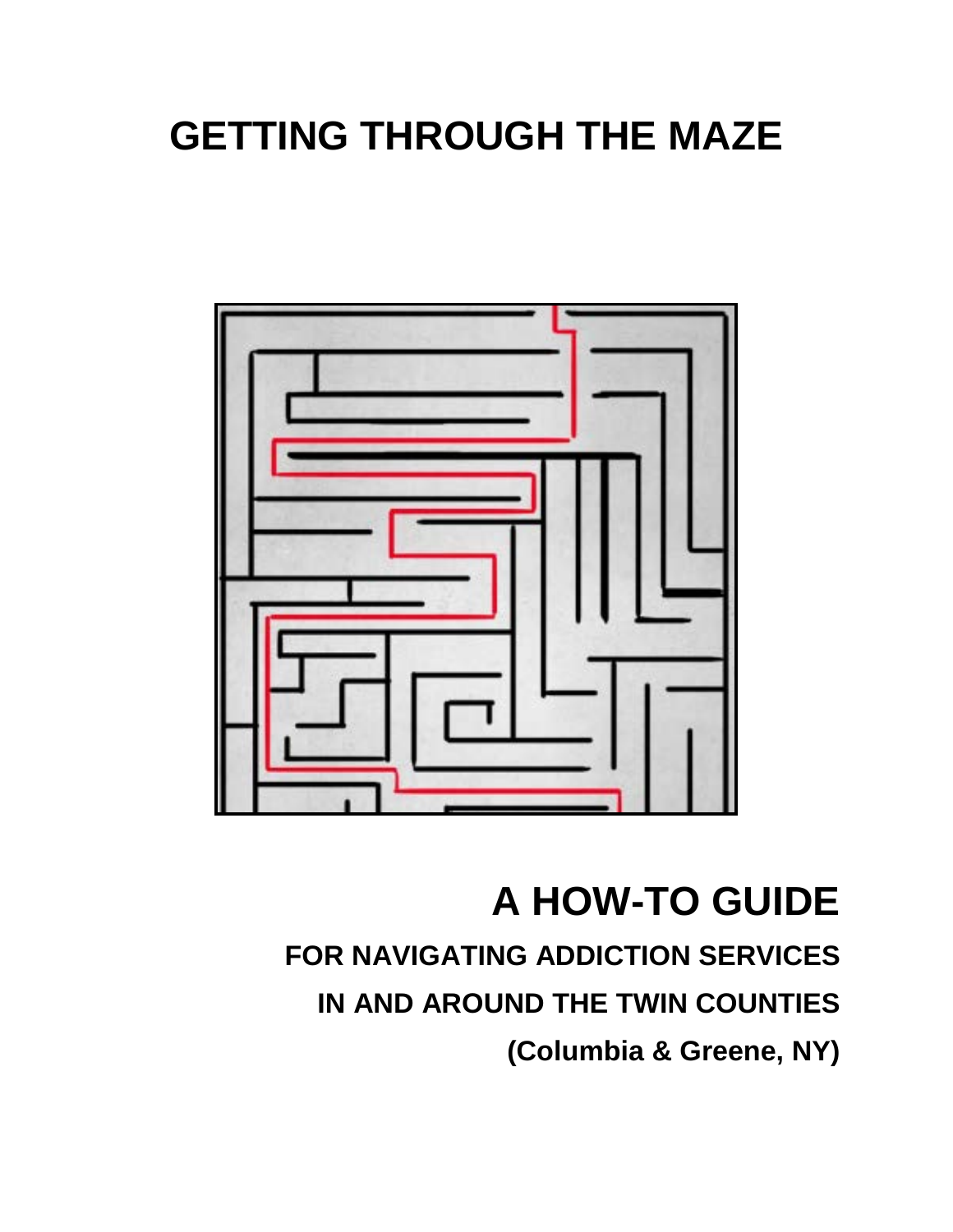# GETTING THROUGH THE MAZE

## A HOW-TO GUIDE

**FOR NAVIGATING ADDICTION SERVICES**

**IN AND AROUND THE TWIN COUNTIES**

**(Columbia & Greene, NY)**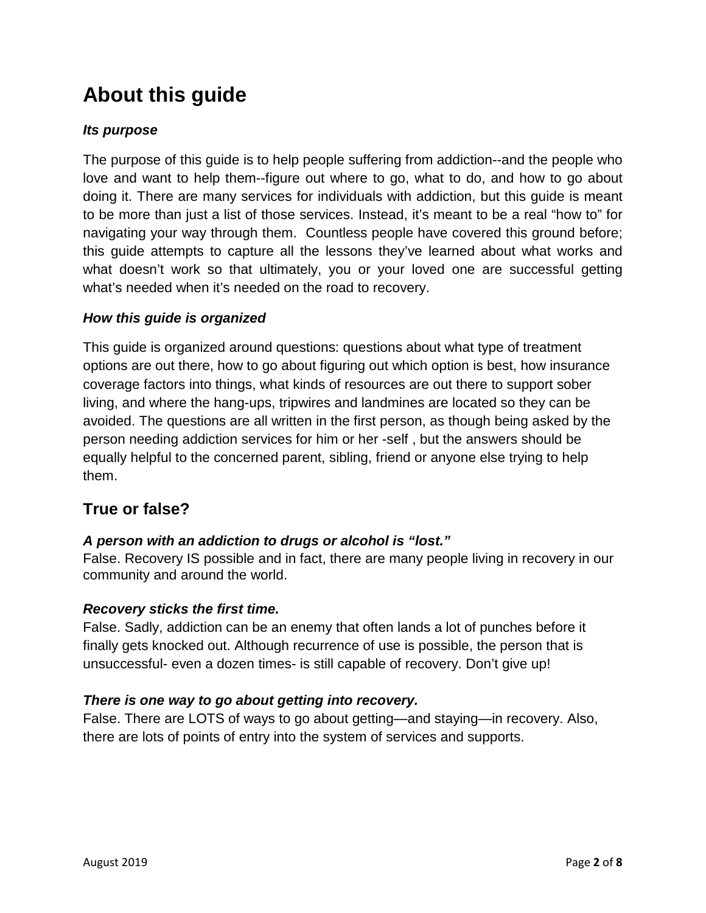# About this guide

***Its purpose***

The purpose of this guide is to help people suffering from addiction--and the people who love and want to help them--figure out where to go, what to do, and how to go about doing it. There are many services for individuals with addiction, but this guide is meant to be more than just a list of those services. Instead, it's meant to be a real "how to" for navigating your way through them. Countless people have covered this ground before; this guide attempts to capture all the lessons they've learned about what works and what doesn't work so that ultimately, you or your loved one are successful getting what's needed when it's needed on the road to recovery.

***How this guide is organized***

This guide is organized around questions: questions about what type of treatment options are out there, how to go about figuring out which option is best, how insurance coverage factors into things, what kinds of resources are out there to support sober living, and where the hang-ups, tripwires and landmines are located so they can be avoided. The questions are all written in the first person, as though being asked by the person needing addiction services for him or her -self , but the answers should be equally helpful to the concerned parent, sibling, friend or anyone else trying to help them.

## True or false?

***A person with an addiction to drugs or alcohol is "lost."***
False. Recovery IS possible and in fact, there are many people living in recovery in our community and around the world.

***Recovery sticks the first time.***
False. Sadly, addiction can be an enemy that often lands a lot of punches before it finally gets knocked out. Although recurrence of use is possible, the person that is unsuccessful- even a dozen times- is still capable of recovery. Don't give up!

***There is one way to go about getting into recovery.***
False. There are LOTS of ways to go about getting—and staying—in recovery. Also, there are lots of points of entry into the system of services and supports.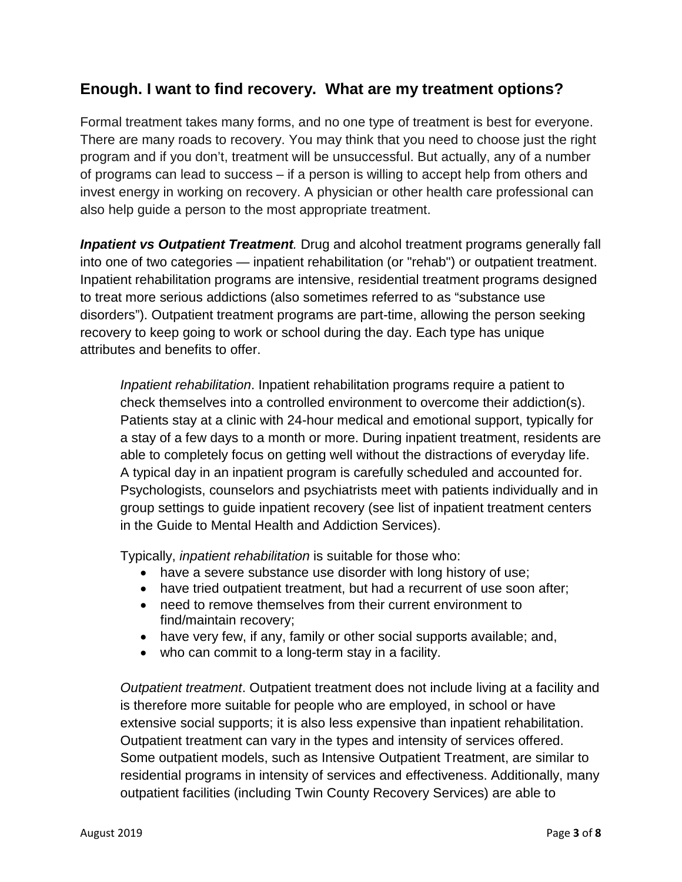## Enough. I want to find recovery. What are my treatment options?

Formal treatment takes many forms, and no one type of treatment is best for everyone. There are many roads to recovery. You may think that you need to choose just the right program and if you don't, treatment will be unsuccessful. But actually, any of a number of programs can lead to success – if a person is willing to accept help from others and invest energy in working on recovery. A physician or other health care professional can also help guide a person to the most appropriate treatment.

***Inpatient vs Outpatient Treatment****.* Drug and alcohol treatment programs generally fall into one of two categories — inpatient rehabilitation (or "rehab") or outpatient treatment. Inpatient rehabilitation programs are intensive, residential treatment programs designed to treat more serious addictions (also sometimes referred to as "substance use disorders"). Outpatient treatment programs are part-time, allowing the person seeking recovery to keep going to work or school during the day. Each type has unique attributes and benefits to offer.

*Inpatient rehabilitation*. Inpatient rehabilitation programs require a patient to check themselves into a controlled environment to overcome their addiction(s). Patients stay at a clinic with 24-hour medical and emotional support, typically for a stay of a few days to a month or more. During inpatient treatment, residents are able to completely focus on getting well without the distractions of everyday life. A typical day in an inpatient program is carefully scheduled and accounted for. Psychologists, counselors and psychiatrists meet with patients individually and in group settings to guide inpatient recovery (see list of inpatient treatment centers in the Guide to Mental Health and Addiction Services).

Typically, *inpatient rehabilitation* is suitable for those who:

- have a severe substance use disorder with long history of use;
- have tried outpatient treatment, but had a recurrent of use soon after;
- need to remove themselves from their current environment to find/maintain recovery;
- have very few, if any, family or other social supports available; and,
- who can commit to a long-term stay in a facility.

*Outpatient treatment*. Outpatient treatment does not include living at a facility and is therefore more suitable for people who are employed, in school or have extensive social supports; it is also less expensive than inpatient rehabilitation. Outpatient treatment can vary in the types and intensity of services offered. Some outpatient models, such as Intensive Outpatient Treatment, are similar to residential programs in intensity of services and effectiveness. Additionally, many outpatient facilities (including Twin County Recovery Services) are able to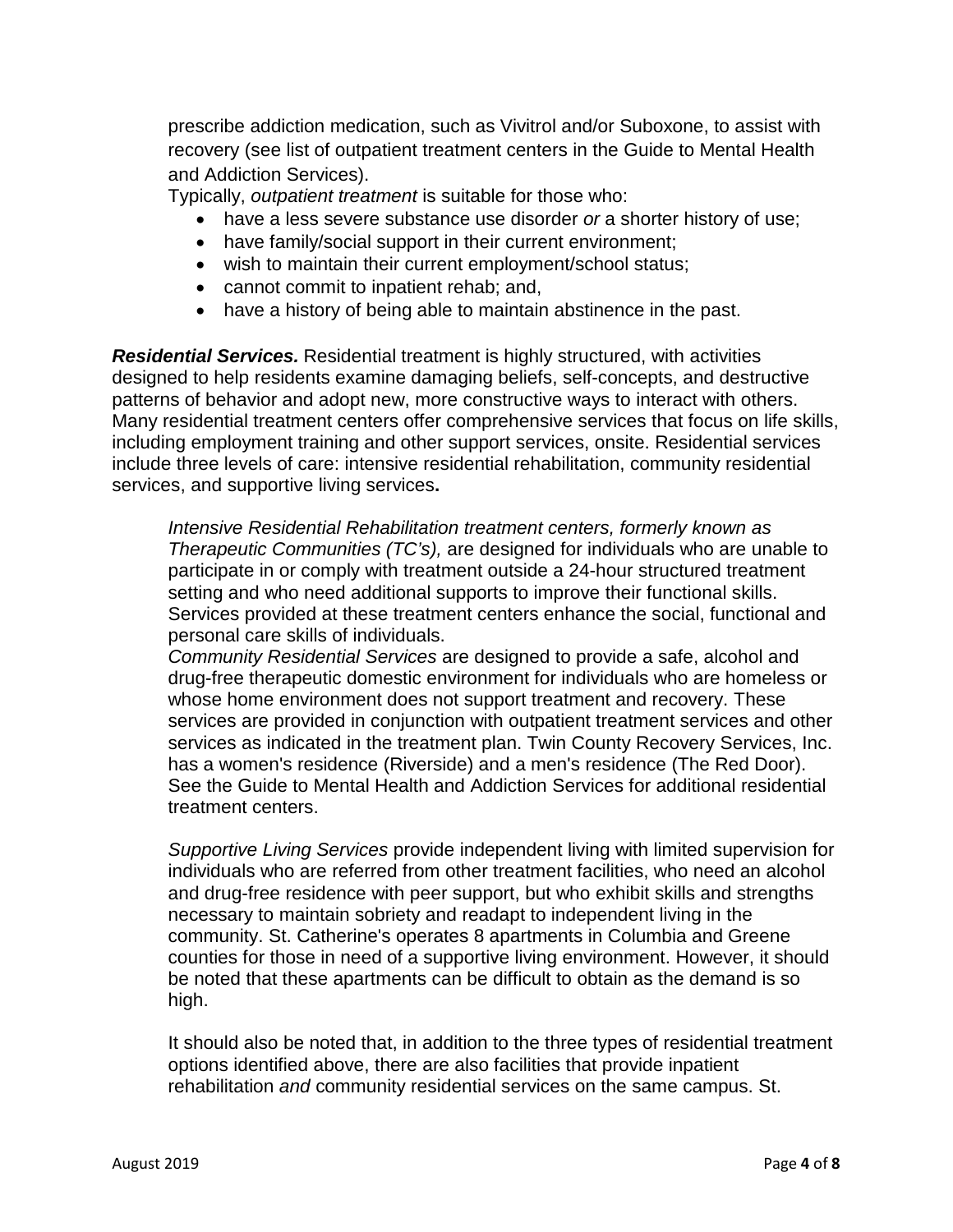prescribe addiction medication, such as Vivitrol and/or Suboxone, to assist with recovery (see list of outpatient treatment centers in the Guide to Mental Health and Addiction Services).

Typically, *outpatient treatment* is suitable for those who:

- have a less severe substance use disorder *or* a shorter history of use;
- have family/social support in their current environment;
- wish to maintain their current employment/school status;
- cannot commit to inpatient rehab; and,
- have a history of being able to maintain abstinence in the past.

***Residential Services.*** Residential treatment is highly structured, with activities designed to help residents examine damaging beliefs, self-concepts, and destructive patterns of behavior and adopt new, more constructive ways to interact with others. Many residential treatment centers offer comprehensive services that focus on life skills, including employment training and other support services, onsite. Residential services include three levels of care: intensive residential rehabilitation, community residential services, and supportive living services**.**

*Intensive Residential Rehabilitation treatment centers, formerly known as Therapeutic Communities (TC's),* are designed for individuals who are unable to participate in or comply with treatment outside a 24-hour structured treatment setting and who need additional supports to improve their functional skills. Services provided at these treatment centers enhance the social, functional and personal care skills of individuals.

*Community Residential Services* are designed to provide a safe, alcohol and drug-free therapeutic domestic environment for individuals who are homeless or whose home environment does not support treatment and recovery. These services are provided in conjunction with outpatient treatment services and other services as indicated in the treatment plan. Twin County Recovery Services, Inc. has a women's residence (Riverside) and a men's residence (The Red Door). See the Guide to Mental Health and Addiction Services for additional residential treatment centers.

*Supportive Living Services* provide independent living with limited supervision for individuals who are referred from other treatment facilities, who need an alcohol and drug-free residence with peer support, but who exhibit skills and strengths necessary to maintain sobriety and readapt to independent living in the community. St. Catherine's operates 8 apartments in Columbia and Greene counties for those in need of a supportive living environment. However, it should be noted that these apartments can be difficult to obtain as the demand is so high.

It should also be noted that, in addition to the three types of residential treatment options identified above, there are also facilities that provide inpatient rehabilitation *and* community residential services on the same campus. St.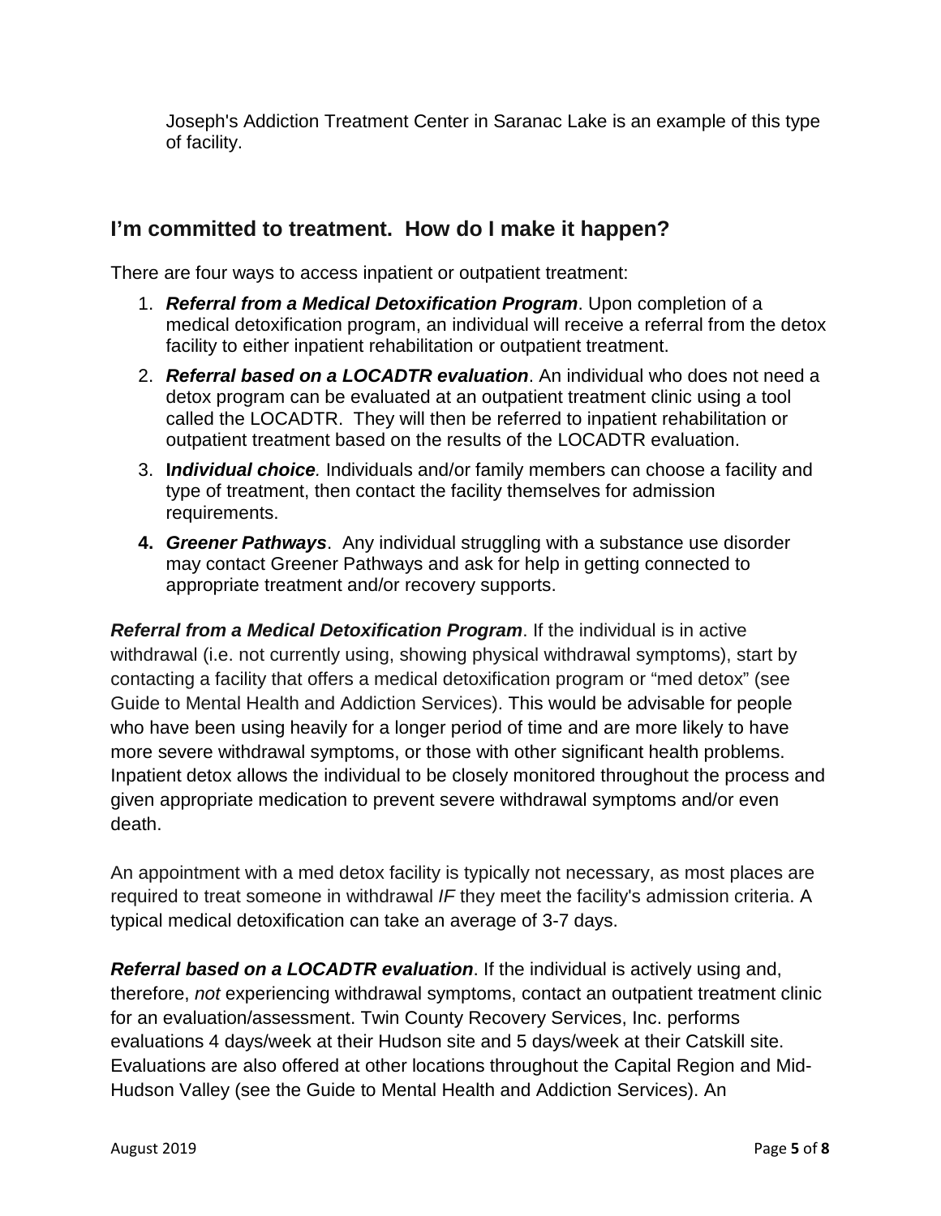Joseph's Addiction Treatment Center in Saranac Lake is an example of this type of facility.

## I'm committed to treatment. How do I make it happen?

There are four ways to access inpatient or outpatient treatment:

1. ***Referral from a Medical Detoxification Program***. Upon completion of a medical detoxification program, an individual will receive a referral from the detox facility to either inpatient rehabilitation or outpatient treatment.
2. ***Referral based on a LOCADTR evaluation***. An individual who does not need a detox program can be evaluated at an outpatient treatment clinic using a tool called the LOCADTR. They will then be referred to inpatient rehabilitation or outpatient treatment based on the results of the LOCADTR evaluation.
3. ***Individual choice***. Individuals and/or family members can choose a facility and type of treatment, then contact the facility themselves for admission requirements.
4. ***Greener Pathways***. Any individual struggling with a substance use disorder may contact Greener Pathways and ask for help in getting connected to appropriate treatment and/or recovery supports.

***Referral from a Medical Detoxification Program***. If the individual is in active withdrawal (i.e. not currently using, showing physical withdrawal symptoms), start by contacting a facility that offers a medical detoxification program or "med detox" (see Guide to Mental Health and Addiction Services). This would be advisable for people who have been using heavily for a longer period of time and are more likely to have more severe withdrawal symptoms, or those with other significant health problems. Inpatient detox allows the individual to be closely monitored throughout the process and given appropriate medication to prevent severe withdrawal symptoms and/or even death.

An appointment with a med detox facility is typically not necessary, as most places are required to treat someone in withdrawal *IF* they meet the facility's admission criteria. A typical medical detoxification can take an average of 3-7 days.

***Referral based on a LOCADTR evaluation***. If the individual is actively using and, therefore, *not* experiencing withdrawal symptoms, contact an outpatient treatment clinic for an evaluation/assessment. Twin County Recovery Services, Inc. performs evaluations 4 days/week at their Hudson site and 5 days/week at their Catskill site. Evaluations are also offered at other locations throughout the Capital Region and Mid-Hudson Valley (see the Guide to Mental Health and Addiction Services). An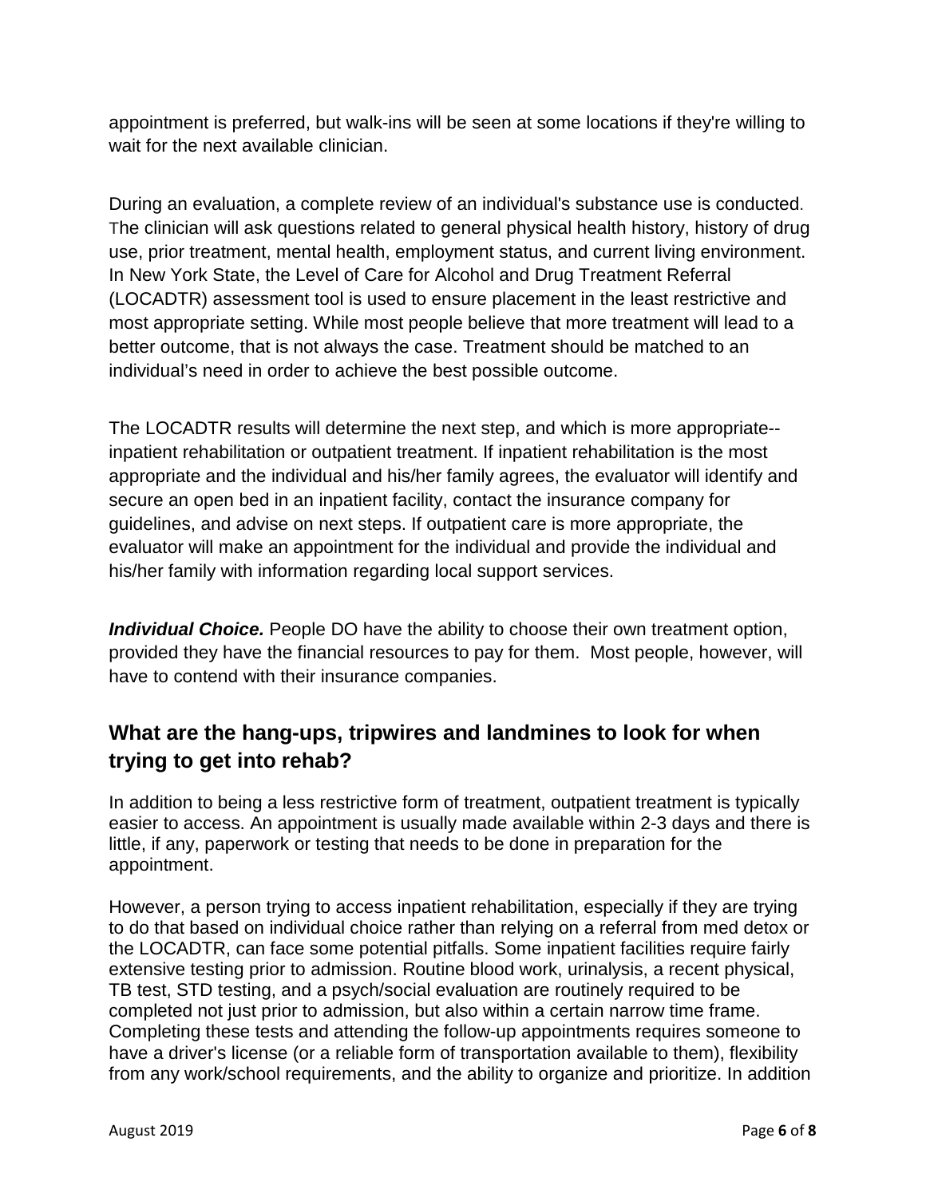appointment is preferred, but walk-ins will be seen at some locations if they're willing to wait for the next available clinician.

During an evaluation, a complete review of an individual's substance use is conducted. The clinician will ask questions related to general physical health history, history of drug use, prior treatment, mental health, employment status, and current living environment. In New York State, the Level of Care for Alcohol and Drug Treatment Referral (LOCADTR) assessment tool is used to ensure placement in the least restrictive and most appropriate setting. While most people believe that more treatment will lead to a better outcome, that is not always the case. Treatment should be matched to an individual's need in order to achieve the best possible outcome.

The LOCADTR results will determine the next step, and which is more appropriate--inpatient rehabilitation or outpatient treatment. If inpatient rehabilitation is the most appropriate and the individual and his/her family agrees, the evaluator will identify and secure an open bed in an inpatient facility, contact the insurance company for guidelines, and advise on next steps. If outpatient care is more appropriate, the evaluator will make an appointment for the individual and provide the individual and his/her family with information regarding local support services.

***Individual Choice.*** People DO have the ability to choose their own treatment option, provided they have the financial resources to pay for them. Most people, however, will have to contend with their insurance companies.

## What are the hang-ups, tripwires and landmines to look for when trying to get into rehab?

In addition to being a less restrictive form of treatment, outpatient treatment is typically easier to access. An appointment is usually made available within 2-3 days and there is little, if any, paperwork or testing that needs to be done in preparation for the appointment.

However, a person trying to access inpatient rehabilitation, especially if they are trying to do that based on individual choice rather than relying on a referral from med detox or the LOCADTR, can face some potential pitfalls. Some inpatient facilities require fairly extensive testing prior to admission. Routine blood work, urinalysis, a recent physical, TB test, STD testing, and a psych/social evaluation are routinely required to be completed not just prior to admission, but also within a certain narrow time frame. Completing these tests and attending the follow-up appointments requires someone to have a driver's license (or a reliable form of transportation available to them), flexibility from any work/school requirements, and the ability to organize and prioritize. In addition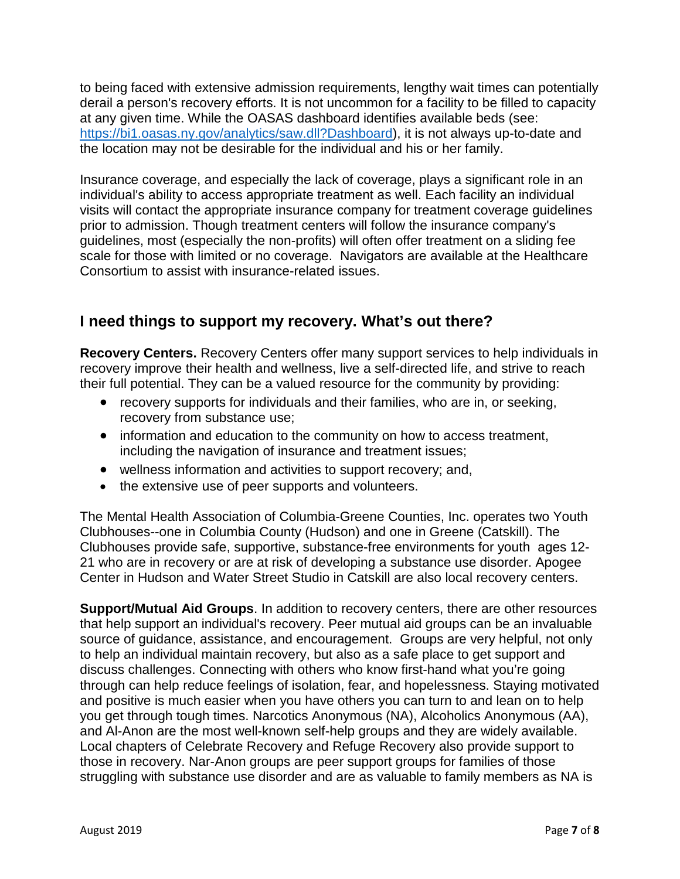to being faced with extensive admission requirements, lengthy wait times can potentially derail a person's recovery efforts. It is not uncommon for a facility to be filled to capacity at any given time. While the OASAS dashboard identifies available beds (see: https://bi1.oasas.ny.gov/analytics/saw.dll?Dashboard), it is not always up-to-date and the location may not be desirable for the individual and his or her family.

Insurance coverage, and especially the lack of coverage, plays a significant role in an individual's ability to access appropriate treatment as well. Each facility an individual visits will contact the appropriate insurance company for treatment coverage guidelines prior to admission. Though treatment centers will follow the insurance company's guidelines, most (especially the non-profits) will often offer treatment on a sliding fee scale for those with limited or no coverage. Navigators are available at the Healthcare Consortium to assist with insurance-related issues.

## I need things to support my recovery. What's out there?

**Recovery Centers.** Recovery Centers offer many support services to help individuals in recovery improve their health and wellness, live a self-directed life, and strive to reach their full potential. They can be a valued resource for the community by providing:

- recovery supports for individuals and their families, who are in, or seeking, recovery from substance use;
- information and education to the community on how to access treatment, including the navigation of insurance and treatment issues;
- wellness information and activities to support recovery; and,
- the extensive use of peer supports and volunteers.

The Mental Health Association of Columbia-Greene Counties, Inc. operates two Youth Clubhouses--one in Columbia County (Hudson) and one in Greene (Catskill). The Clubhouses provide safe, supportive, substance-free environments for youth ages 12-21 who are in recovery or are at risk of developing a substance use disorder. Apogee Center in Hudson and Water Street Studio in Catskill are also local recovery centers.

**Support/Mutual Aid Groups**. In addition to recovery centers, there are other resources that help support an individual's recovery. Peer mutual aid groups can be an invaluable source of guidance, assistance, and encouragement. Groups are very helpful, not only to help an individual maintain recovery, but also as a safe place to get support and discuss challenges. Connecting with others who know first-hand what you're going through can help reduce feelings of isolation, fear, and hopelessness. Staying motivated and positive is much easier when you have others you can turn to and lean on to help you get through tough times. Narcotics Anonymous (NA), Alcoholics Anonymous (AA), and Al-Anon are the most well-known self-help groups and they are widely available. Local chapters of Celebrate Recovery and Refuge Recovery also provide support to those in recovery. Nar-Anon groups are peer support groups for families of those struggling with substance use disorder and are as valuable to family members as NA is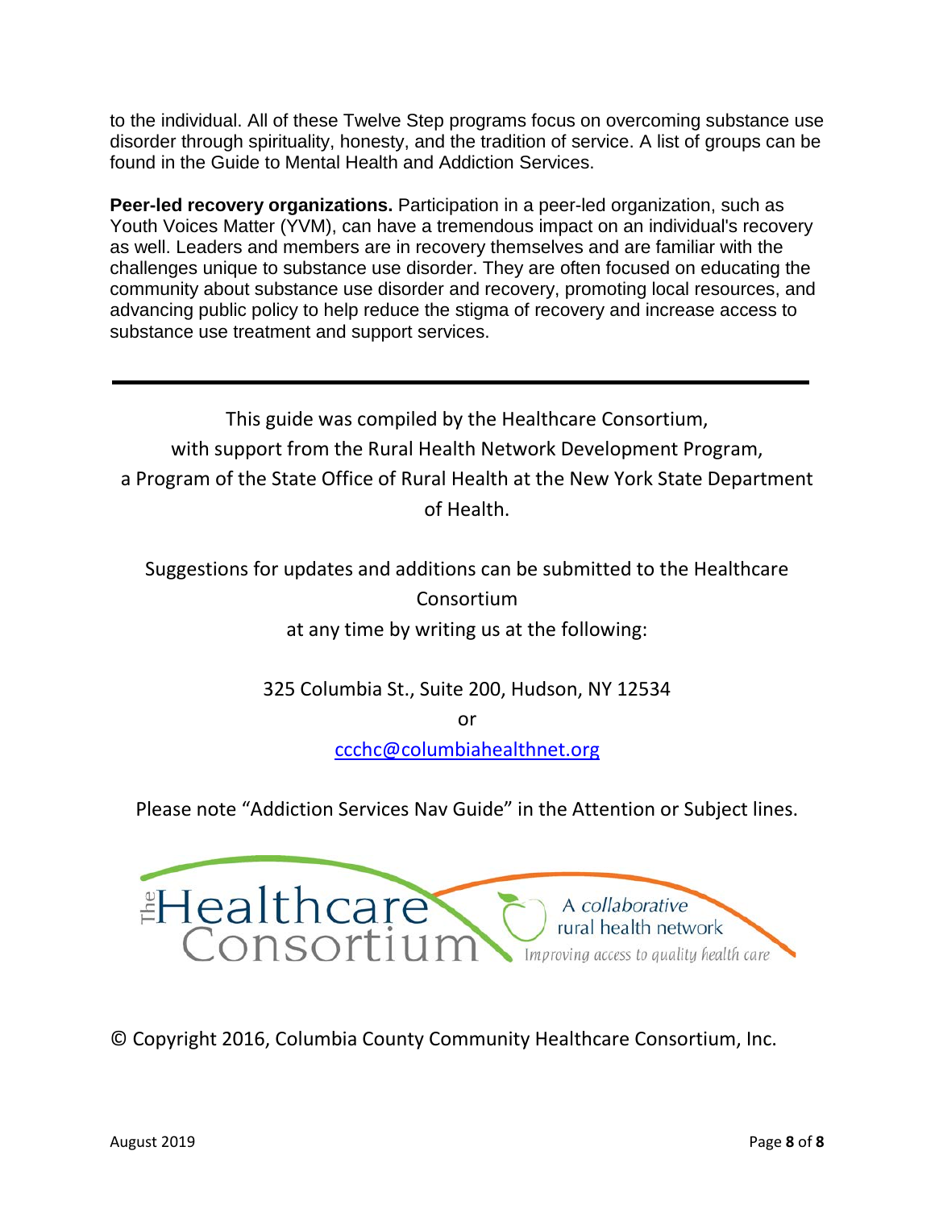to the individual. All of these Twelve Step programs focus on overcoming substance use disorder through spirituality, honesty, and the tradition of service. A list of groups can be found in the Guide to Mental Health and Addiction Services.

**Peer-led recovery organizations.** Participation in a peer-led organization, such as Youth Voices Matter (YVM), can have a tremendous impact on an individual's recovery as well. Leaders and members are in recovery themselves and are familiar with the challenges unique to substance use disorder. They are often focused on educating the community about substance use disorder and recovery, promoting local resources, and advancing public policy to help reduce the stigma of recovery and increase access to substance use treatment and support services.

---

This guide was compiled by the Healthcare Consortium, with support from the Rural Health Network Development Program, a Program of the State Office of Rural Health at the New York State Department of Health.

Suggestions for updates and additions can be submitted to the Healthcare Consortium at any time by writing us at the following:

325 Columbia St., Suite 200, Hudson, NY 12534

or

[ccchc@columbiahealthnet.org](mailto:ccchc@columbiahealthnet.org)

Please note “Addiction Services Nav Guide” in the Attention or Subject lines.

The Healthcare Consortium
A collaborative rural health network
*Improving access to quality health care*

© Copyright 2016, Columbia County Community Healthcare Consortium, Inc.

August 2019